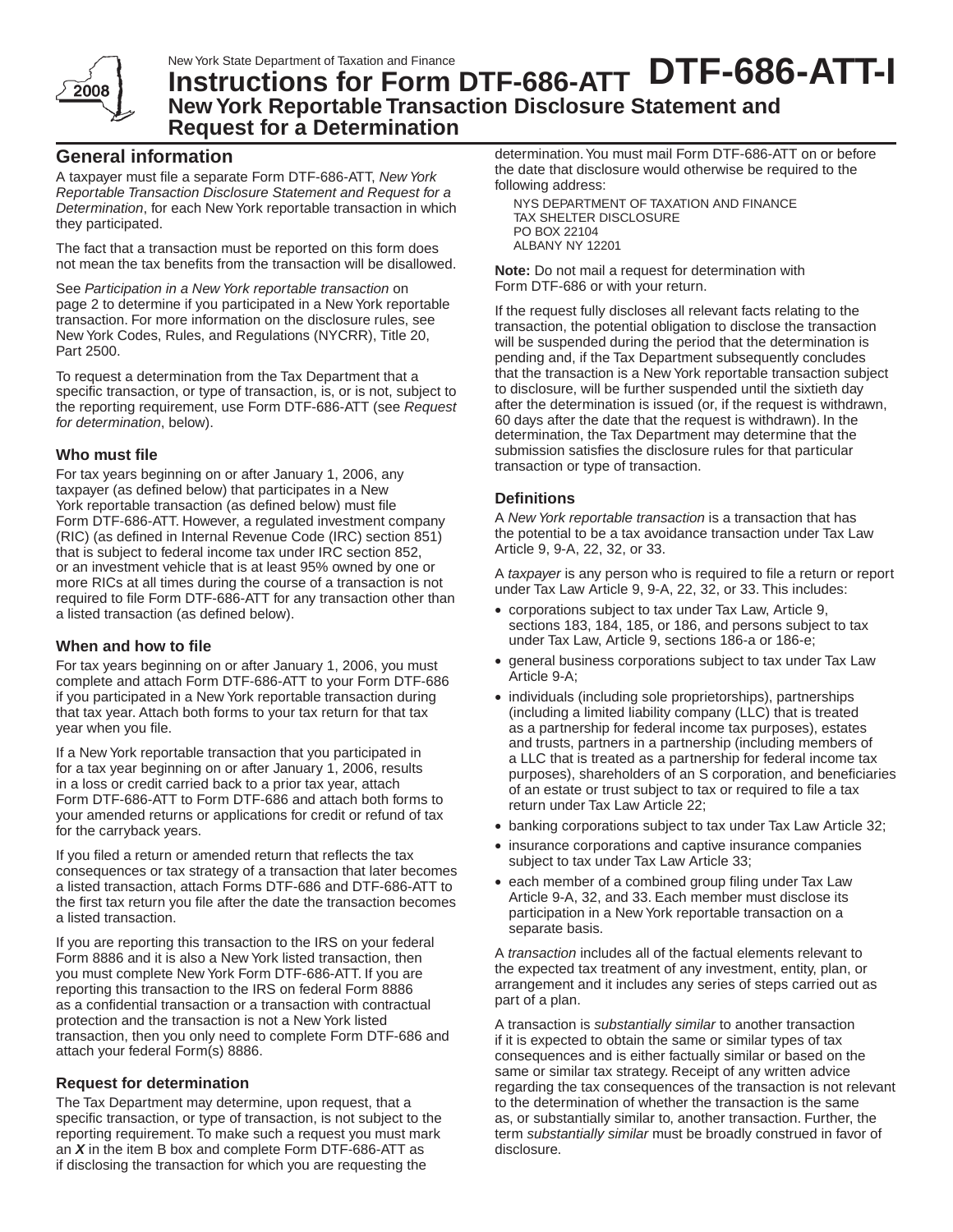New York State Department of Taxation and Finance

# Instructions for Form DTF-686-ATT DTF-686-ATT-I

## New York Reportable Transaction Disclosure Statement and Request for a Determination

## General information

A taxpayer must file a separate Form DTF-686-ATT, *New York Reportable Transaction Disclosure Statement and Request for a Determination*, for each New York reportable transaction in which they participated.

The fact that a transaction must be reported on this form does not mean the tax benefits from the transaction will be disallowed.

See *Participation in a New York reportable transaction* on page 2 to determine if you participated in a New York reportable transaction. For more information on the disclosure rules, see New York Codes, Rules, and Regulations (NYCRR), Title 20, Part 2500.

To request a determination from the Tax Department that a specific transaction, or type of transaction, is, or is not, subject to the reporting requirement, use Form DTF-686-ATT (see *Request for determination*, below).

### Who must file

For tax years beginning on or after January 1, 2006, any taxpayer (as defined below) that participates in a New York reportable transaction (as defined below) must file Form DTF-686-ATT. However, a regulated investment company (RIC) (as defined in Internal Revenue Code (IRC) section 851) that is subject to federal income tax under IRC section 852, or an investment vehicle that is at least 95% owned by one or more RICs at all times during the course of a transaction is not required to file Form DTF-686-ATT for any transaction other than a listed transaction (as defined below).

### When and how to file

For tax years beginning on or after January 1, 2006, you must complete and attach Form DTF-686-ATT to your Form DTF-686 if you participated in a New York reportable transaction during that tax year. Attach both forms to your tax return for that tax year when you file.

If a New York reportable transaction that you participated in for a tax year beginning on or after January 1, 2006, results in a loss or credit carried back to a prior tax year, attach Form DTF-686-ATT to Form DTF-686 and attach both forms to your amended returns or applications for credit or refund of tax for the carryback years.

If you filed a return or amended return that reflects the tax consequences or tax strategy of a transaction that later becomes a listed transaction, attach Forms DTF-686 and DTF-686-ATT to the first tax return you file after the date the transaction becomes a listed transaction.

If you are reporting this transaction to the IRS on your federal Form 8886 and it is also a New York listed transaction, then you must complete New York Form DTF-686-ATT. If you are reporting this transaction to the IRS on federal Form 8886 as a confidential transaction or a transaction with contractual protection and the transaction is not a New York listed transaction, then you only need to complete Form DTF-686 and attach your federal Form(s) 8886.

### Request for determination

The Tax Department may determine, upon request, that a specific transaction, or type of transaction, is not subject to the reporting requirement. To make such a request you must mark an ***X*** in the item B box and complete Form DTF-686-ATT as if disclosing the transaction for which you are requesting the determination. You must mail Form DTF-686-ATT on or before the date that disclosure would otherwise be required to the following address:

NYS DEPARTMENT OF TAXATION AND FINANCE
TAX SHELTER DISCLOSURE
PO BOX 22104
ALBANY NY 12201

**Note:** Do not mail a request for determination with Form DTF-686 or with your return.

If the request fully discloses all relevant facts relating to the transaction, the potential obligation to disclose the transaction will be suspended during the period that the determination is pending and, if the Tax Department subsequently concludes that the transaction is a New York reportable transaction subject to disclosure, will be further suspended until the sixtieth day after the determination is issued (or, if the request is withdrawn, 60 days after the date that the request is withdrawn). In the determination, the Tax Department may determine that the submission satisfies the disclosure rules for that particular transaction or type of transaction.

### Definitions

A *New York reportable transaction* is a transaction that has the potential to be a tax avoidance transaction under Tax Law Article 9, 9-A, 22, 32, or 33.

A *taxpayer* is any person who is required to file a return or report under Tax Law Article 9, 9-A, 22, 32, or 33. This includes:

- corporations subject to tax under Tax Law, Article 9, sections 183, 184, 185, or 186, and persons subject to tax under Tax Law, Article 9, sections 186-a or 186-e;
- general business corporations subject to tax under Tax Law Article 9-A;
- individuals (including sole proprietorships), partnerships (including a limited liability company (LLC) that is treated as a partnership for federal income tax purposes), estates and trusts, partners in a partnership (including members of a LLC that is treated as a partnership for federal income tax purposes), shareholders of an S corporation, and beneficiaries of an estate or trust subject to tax or required to file a tax return under Tax Law Article 22;
- banking corporations subject to tax under Tax Law Article 32;
- insurance corporations and captive insurance companies subject to tax under Tax Law Article 33;
- each member of a combined group filing under Tax Law Article 9-A, 32, and 33. Each member must disclose its participation in a New York reportable transaction on a separate basis.

A *transaction* includes all of the factual elements relevant to the expected tax treatment of any investment, entity, plan, or arrangement and it includes any series of steps carried out as part of a plan.

A transaction is *substantially similar* to another transaction if it is expected to obtain the same or similar types of tax consequences and is either factually similar or based on the same or similar tax strategy. Receipt of any written advice regarding the tax consequences of the transaction is not relevant to the determination of whether the transaction is the same as, or substantially similar to, another transaction. Further, the term *substantially similar* must be broadly construed in favor of disclosure.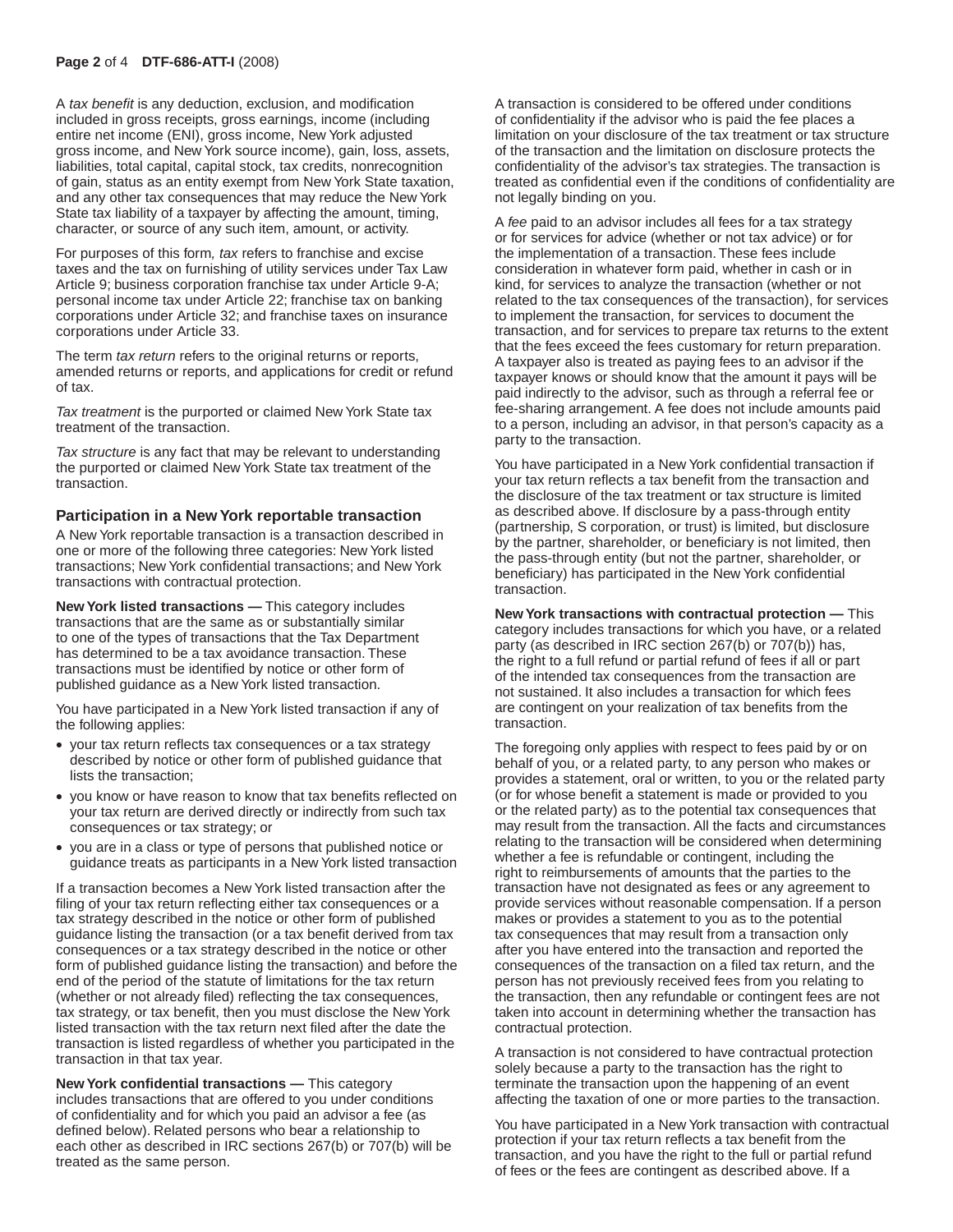A *tax benefit* is any deduction, exclusion, and modification included in gross receipts, gross earnings, income (including entire net income (ENI), gross income, New York adjusted gross income, and New York source income), gain, loss, assets, liabilities, total capital, capital stock, tax credits, nonrecognition of gain, status as an entity exempt from New York State taxation, and any other tax consequences that may reduce the New York State tax liability of a taxpayer by affecting the amount, timing, character, or source of any such item, amount, or activity.

For purposes of this form*, tax* refers to franchise and excise taxes and the tax on furnishing of utility services under Tax Law Article 9; business corporation franchise tax under Article 9-A; personal income tax under Article 22; franchise tax on banking corporations under Article 32; and franchise taxes on insurance corporations under Article 33.

The term *tax return* refers to the original returns or reports, amended returns or reports, and applications for credit or refund of tax.

*Tax treatment* is the purported or claimed New York State tax treatment of the transaction.

*Tax structure* is any fact that may be relevant to understanding the purported or claimed New York State tax treatment of the transaction.

## Participation in a New York reportable transaction

A New York reportable transaction is a transaction described in one or more of the following three categories: New York listed transactions; New York confidential transactions; and New York transactions with contractual protection.

**New York listed transactions —** This category includes transactions that are the same as or substantially similar to one of the types of transactions that the Tax Department has determined to be a tax avoidance transaction. These transactions must be identified by notice or other form of published guidance as a New York listed transaction.

You have participated in a New York listed transaction if any of the following applies:

- your tax return reflects tax consequences or a tax strategy described by notice or other form of published guidance that lists the transaction;
- you know or have reason to know that tax benefits reflected on your tax return are derived directly or indirectly from such tax consequences or tax strategy; or
- you are in a class or type of persons that published notice or guidance treats as participants in a New York listed transaction

If a transaction becomes a New York listed transaction after the filing of your tax return reflecting either tax consequences or a tax strategy described in the notice or other form of published guidance listing the transaction (or a tax benefit derived from tax consequences or a tax strategy described in the notice or other form of published guidance listing the transaction) and before the end of the period of the statute of limitations for the tax return (whether or not already filed) reflecting the tax consequences, tax strategy, or tax benefit, then you must disclose the New York listed transaction with the tax return next filed after the date the transaction is listed regardless of whether you participated in the transaction in that tax year.

**New York confidential transactions —** This category includes transactions that are offered to you under conditions of confidentiality and for which you paid an advisor a fee (as defined below). Related persons who bear a relationship to each other as described in IRC sections 267(b) or 707(b) will be treated as the same person.

A transaction is considered to be offered under conditions of confidentiality if the advisor who is paid the fee places a limitation on your disclosure of the tax treatment or tax structure of the transaction and the limitation on disclosure protects the confidentiality of the advisor's tax strategies. The transaction is treated as confidential even if the conditions of confidentiality are not legally binding on you.

A *fee* paid to an advisor includes all fees for a tax strategy or for services for advice (whether or not tax advice) or for the implementation of a transaction. These fees include consideration in whatever form paid, whether in cash or in kind, for services to analyze the transaction (whether or not related to the tax consequences of the transaction), for services to implement the transaction, for services to document the transaction, and for services to prepare tax returns to the extent that the fees exceed the fees customary for return preparation. A taxpayer also is treated as paying fees to an advisor if the taxpayer knows or should know that the amount it pays will be paid indirectly to the advisor, such as through a referral fee or fee-sharing arrangement. A fee does not include amounts paid to a person, including an advisor, in that person's capacity as a party to the transaction.

You have participated in a New York confidential transaction if your tax return reflects a tax benefit from the transaction and the disclosure of the tax treatment or tax structure is limited as described above. If disclosure by a pass-through entity (partnership, S corporation, or trust) is limited, but disclosure by the partner, shareholder, or beneficiary is not limited, then the pass-through entity (but not the partner, shareholder, or beneficiary) has participated in the New York confidential transaction.

**New York transactions with contractual protection —** This category includes transactions for which you have, or a related party (as described in IRC section 267(b) or 707(b)) has, the right to a full refund or partial refund of fees if all or part of the intended tax consequences from the transaction are not sustained. It also includes a transaction for which fees are contingent on your realization of tax benefits from the transaction.

The foregoing only applies with respect to fees paid by or on behalf of you, or a related party, to any person who makes or provides a statement, oral or written, to you or the related party (or for whose benefit a statement is made or provided to you or the related party) as to the potential tax consequences that may result from the transaction. All the facts and circumstances relating to the transaction will be considered when determining whether a fee is refundable or contingent, including the right to reimbursements of amounts that the parties to the transaction have not designated as fees or any agreement to provide services without reasonable compensation. If a person makes or provides a statement to you as to the potential tax consequences that may result from a transaction only after you have entered into the transaction and reported the consequences of the transaction on a filed tax return, and the person has not previously received fees from you relating to the transaction, then any refundable or contingent fees are not taken into account in determining whether the transaction has contractual protection.

A transaction is not considered to have contractual protection solely because a party to the transaction has the right to terminate the transaction upon the happening of an event affecting the taxation of one or more parties to the transaction.

You have participated in a New York transaction with contractual protection if your tax return reflects a tax benefit from the transaction, and you have the right to the full or partial refund of fees or the fees are contingent as described above. If a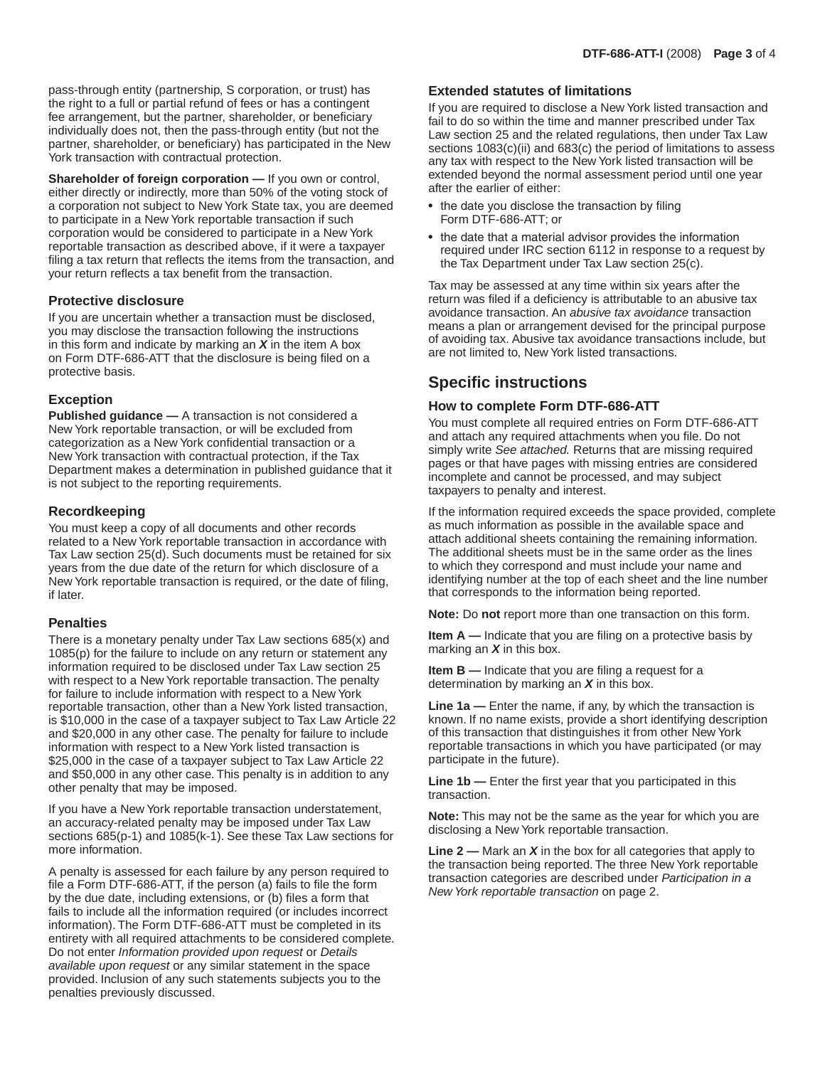pass-through entity (partnership, S corporation, or trust) has the right to a full or partial refund of fees or has a contingent fee arrangement, but the partner, shareholder, or beneficiary individually does not, then the pass-through entity (but not the partner, shareholder, or beneficiary) has participated in the New York transaction with contractual protection.

**Shareholder of foreign corporation —** If you own or control, either directly or indirectly, more than 50% of the voting stock of a corporation not subject to New York State tax, you are deemed to participate in a New York reportable transaction if such corporation would be considered to participate in a New York reportable transaction as described above, if it were a taxpayer filing a tax return that reflects the items from the transaction, and your return reflects a tax benefit from the transaction.

### Protective disclosure

If you are uncertain whether a transaction must be disclosed, you may disclose the transaction following the instructions in this form and indicate by marking an ***X*** in the item A box on Form DTF-686-ATT that the disclosure is being filed on a protective basis.

### Exception

**Published guidance —** A transaction is not considered a New York reportable transaction, or will be excluded from categorization as a New York confidential transaction or a New York transaction with contractual protection, if the Tax Department makes a determination in published guidance that it is not subject to the reporting requirements.

### Recordkeeping

You must keep a copy of all documents and other records related to a New York reportable transaction in accordance with Tax Law section 25(d). Such documents must be retained for six years from the due date of the return for which disclosure of a New York reportable transaction is required, or the date of filing, if later.

### Penalties

There is a monetary penalty under Tax Law sections 685(x) and 1085(p) for the failure to include on any return or statement any information required to be disclosed under Tax Law section 25 with respect to a New York reportable transaction. The penalty for failure to include information with respect to a New York reportable transaction, other than a New York listed transaction, is $10,000 in the case of a taxpayer subject to Tax Law Article 22 and $20,000 in any other case. The penalty for failure to include information with respect to a New York listed transaction is $25,000 in the case of a taxpayer subject to Tax Law Article 22 and $50,000 in any other case. This penalty is in addition to any other penalty that may be imposed.

If you have a New York reportable transaction understatement, an accuracy-related penalty may be imposed under Tax Law sections 685(p-1) and 1085(k-1). See these Tax Law sections for more information.

A penalty is assessed for each failure by any person required to file a Form DTF-686-ATT, if the person (a) fails to file the form by the due date, including extensions, or (b) files a form that fails to include all the information required (or includes incorrect information). The Form DTF-686-ATT must be completed in its entirety with all required attachments to be considered complete. Do not enter *Information provided upon request* or *Details available upon request* or any similar statement in the space provided. Inclusion of any such statements subjects you to the penalties previously discussed.

### Extended statutes of limitations

If you are required to disclose a New York listed transaction and fail to do so within the time and manner prescribed under Tax Law section 25 and the related regulations, then under Tax Law sections 1083(c)(ii) and 683(c) the period of limitations to assess any tax with respect to the New York listed transaction will be extended beyond the normal assessment period until one year after the earlier of either:

- the date you disclose the transaction by filing Form DTF-686-ATT; or
- the date that a material advisor provides the information required under IRC section 6112 in response to a request by the Tax Department under Tax Law section 25(c).

Tax may be assessed at any time within six years after the return was filed if a deficiency is attributable to an abusive tax avoidance transaction. An *abusive tax avoidance* transaction means a plan or arrangement devised for the principal purpose of avoiding tax. Abusive tax avoidance transactions include, but are not limited to, New York listed transactions.

## Specific instructions

### How to complete Form DTF-686-ATT

You must complete all required entries on Form DTF-686-ATT and attach any required attachments when you file. Do not simply write *See attached.* Returns that are missing required pages or that have pages with missing entries are considered incomplete and cannot be processed, and may subject taxpayers to penalty and interest.

If the information required exceeds the space provided, complete as much information as possible in the available space and attach additional sheets containing the remaining information. The additional sheets must be in the same order as the lines to which they correspond and must include your name and identifying number at the top of each sheet and the line number that corresponds to the information being reported.

**Note:** Do **not** report more than one transaction on this form.

**Item A —** Indicate that you are filing on a protective basis by marking an ***X*** in this box.

**Item B —** Indicate that you are filing a request for a determination by marking an ***X*** in this box.

**Line 1a —** Enter the name, if any, by which the transaction is known. If no name exists, provide a short identifying description of this transaction that distinguishes it from other New York reportable transactions in which you have participated (or may participate in the future).

**Line 1b —** Enter the first year that you participated in this transaction.

**Note:** This may not be the same as the year for which you are disclosing a New York reportable transaction.

**Line 2 —** Mark an ***X*** in the box for all categories that apply to the transaction being reported. The three New York reportable transaction categories are described under *Participation in a New York reportable transaction* on page 2.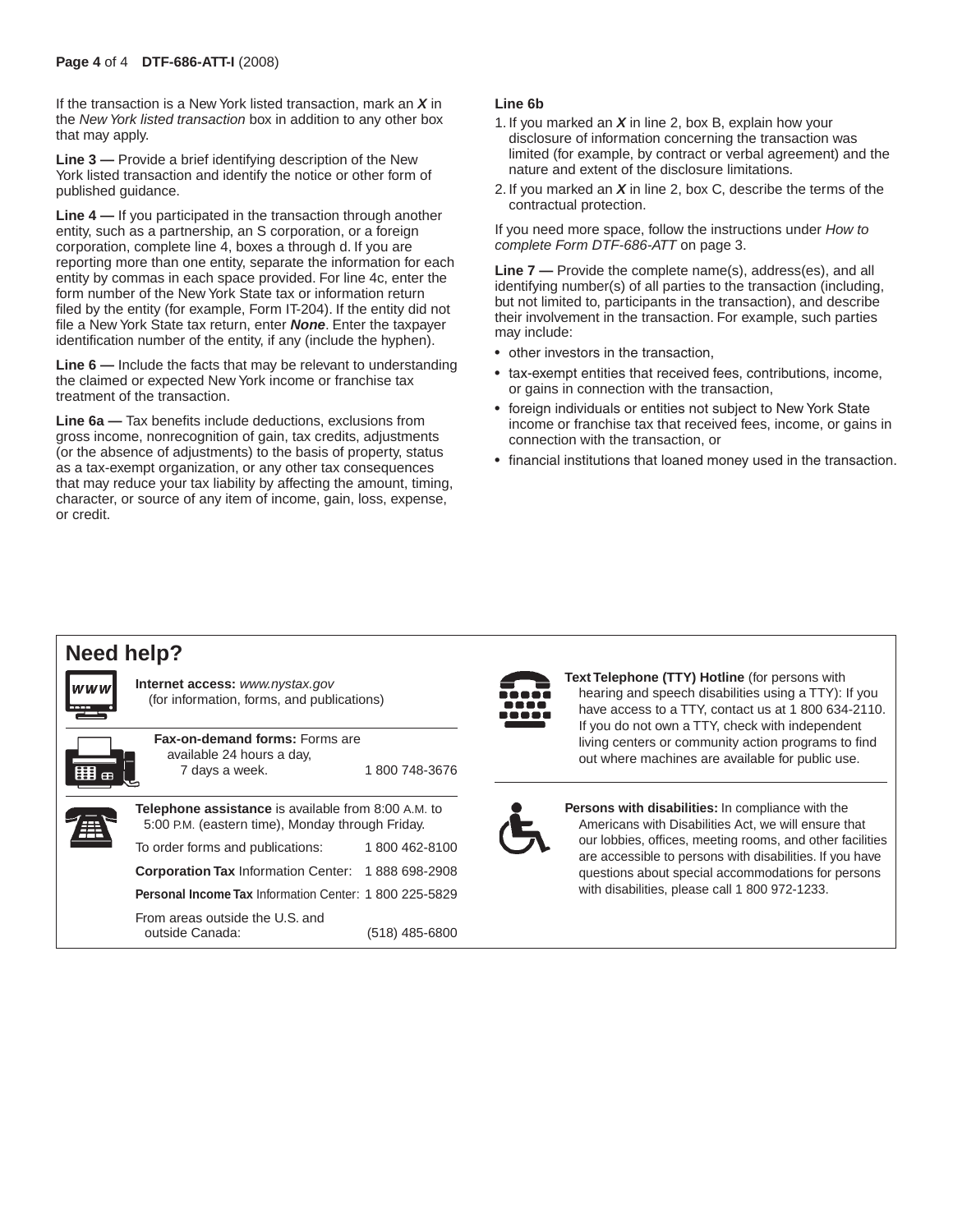If the transaction is a New York listed transaction, mark an ***X*** in the *New York listed transaction* box in addition to any other box that may apply.

**Line 3 —** Provide a brief identifying description of the New York listed transaction and identify the notice or other form of published guidance.

**Line 4 —** If you participated in the transaction through another entity, such as a partnership, an S corporation, or a foreign corporation, complete line 4, boxes a through d. If you are reporting more than one entity, separate the information for each entity by commas in each space provided. For line 4c, enter the form number of the New York State tax or information return filed by the entity (for example, Form IT-204). If the entity did not file a New York State tax return, enter ***None***. Enter the taxpayer identification number of the entity, if any (include the hyphen).

**Line 6 —** Include the facts that may be relevant to understanding the claimed or expected New York income or franchise tax treatment of the transaction.

**Line 6a —** Tax benefits include deductions, exclusions from gross income, nonrecognition of gain, tax credits, adjustments (or the absence of adjustments) to the basis of property, status as a tax-exempt organization, or any other tax consequences that may reduce your tax liability by affecting the amount, timing, character, or source of any item of income, gain, loss, expense, or credit.

**Line 6b**

1. If you marked an ***X*** in line 2, box B, explain how your disclosure of information concerning the transaction was limited (for example, by contract or verbal agreement) and the nature and extent of the disclosure limitations.
2. If you marked an ***X*** in line 2, box C, describe the terms of the contractual protection.

If you need more space, follow the instructions under *How to complete Form DTF-686-ATT* on page 3.

**Line 7 —** Provide the complete name(s), address(es), and all identifying number(s) of all parties to the transaction (including, but not limited to, participants in the transaction), and describe their involvement in the transaction. For example, such parties may include:

- other investors in the transaction,
- tax-exempt entities that received fees, contributions, income, or gains in connection with the transaction,
- foreign individuals or entities not subject to New York State income or franchise tax that received fees, income, or gains in connection with the transaction, or
- financial institutions that loaned money used in the transaction.

## Need help?

**Internet access:** *www.nystax.gov* (for information, forms, and publications)

**Fax-on-demand forms:** Forms are available 24 hours a day, 7 days a week. 1 800 748-3676

**Telephone assistance** is available from 8:00 A.M. to 5:00 P.M. (eastern time), Monday through Friday.

| | |
|---|---|
| To order forms and publications: | 1 800 462-8100 |
| **Corporation Tax** Information Center: | 1 888 698-2908 |
| **Personal Income Tax** Information Center: | 1 800 225-5829 |
| From areas outside the U.S. and outside Canada: | (518) 485-6800 |

**Text Telephone (TTY) Hotline** (for persons with hearing and speech disabilities using a TTY): If you have access to a TTY, contact us at 1 800 634-2110. If you do not own a TTY, check with independent living centers or community action programs to find out where machines are available for public use.

**Persons with disabilities:** In compliance with the Americans with Disabilities Act, we will ensure that our lobbies, offices, meeting rooms, and other facilities are accessible to persons with disabilities. If you have questions about special accommodations for persons with disabilities, please call 1 800 972-1233.